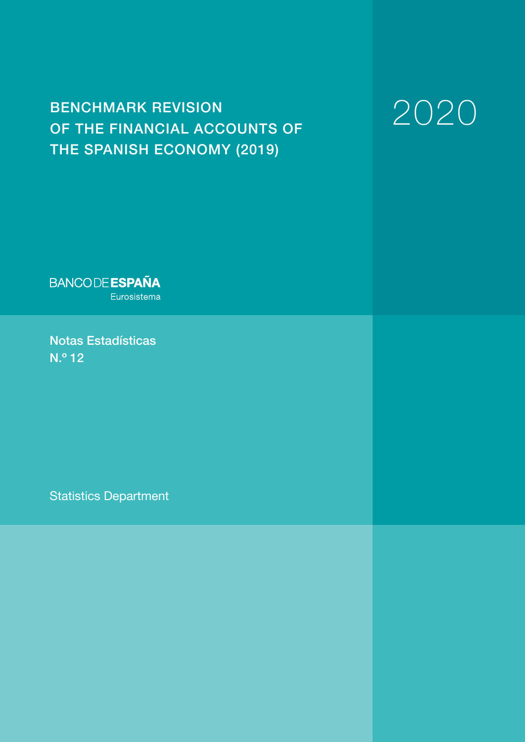# BENCHMARK REVISION OF THE FINANCIAL ACCOUNTS OF THE SPANISH ECONOMY (2019)

2020

BANCO DE ESPAÑA
Eurosistema

Notas Estadísticas
N.º 12

Statistics Department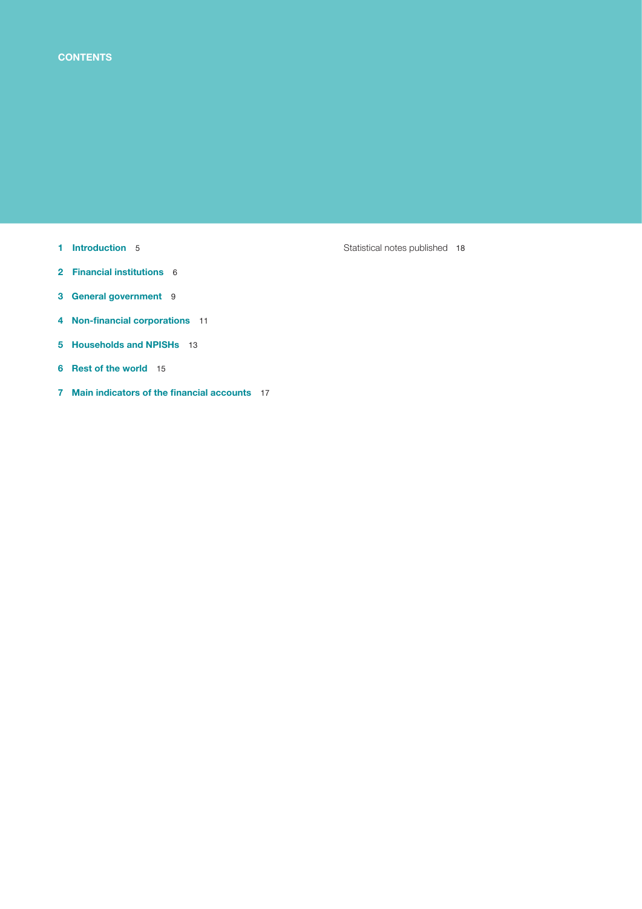# CONTENTS

1 **Introduction** 5

2 **Financial institutions** 6

3 **General government** 9

4 **Non-financial corporations** 11

5 **Households and NPISHs** 13

6 **Rest of the world** 15

7 **Main indicators of the financial accounts** 17

Statistical notes published 18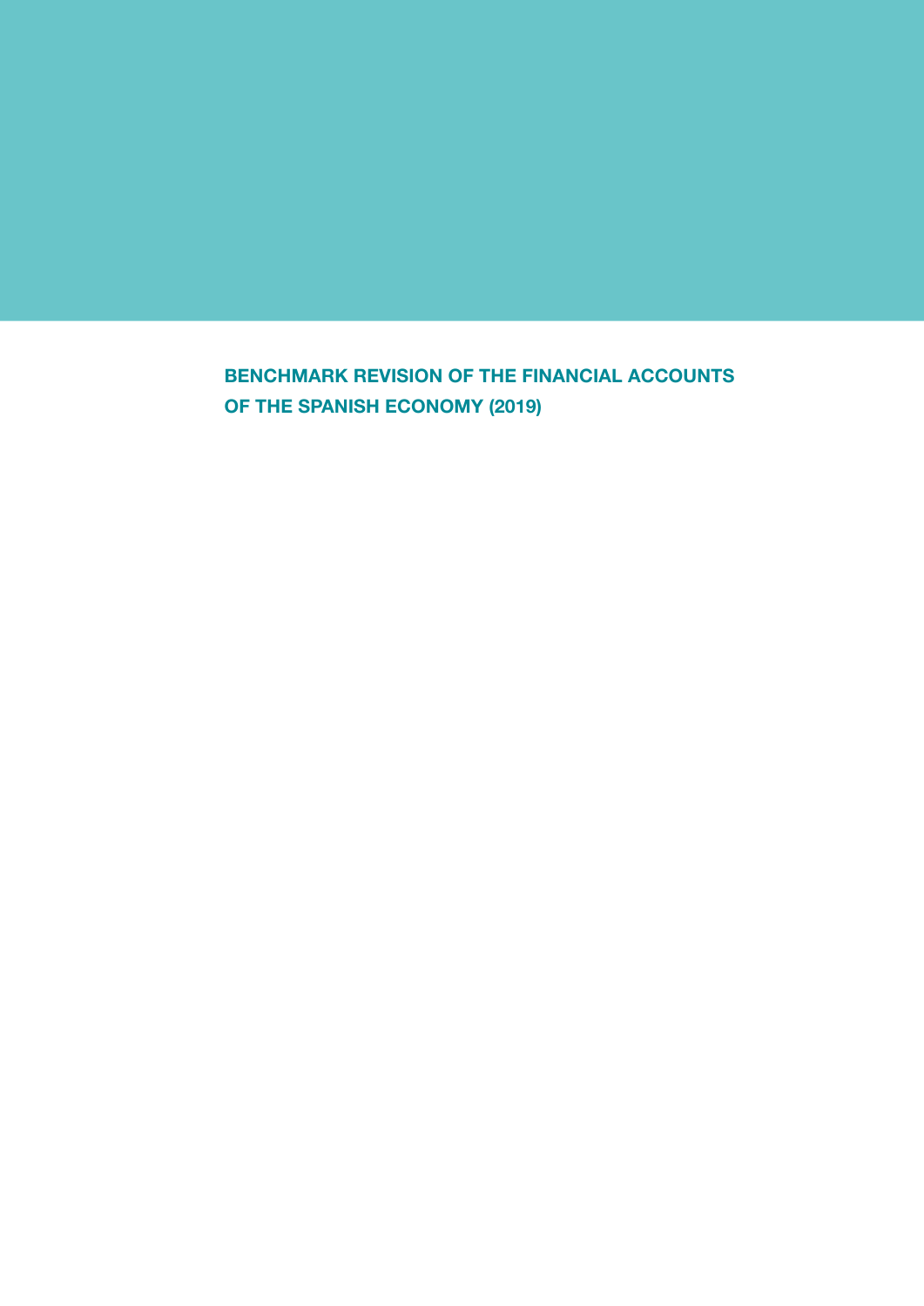# BENCHMARK REVISION OF THE FINANCIAL ACCOUNTS OF THE SPANISH ECONOMY (2019)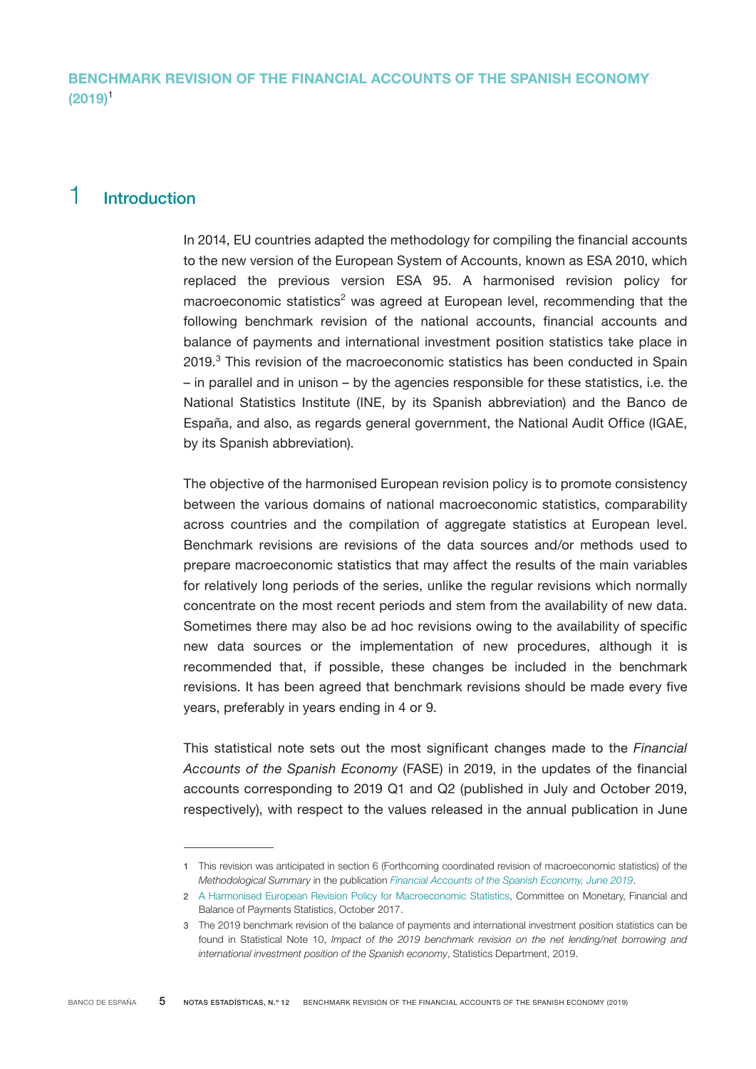# BENCHMARK REVISION OF THE FINANCIAL ACCOUNTS OF THE SPANISH ECONOMY (2019)[1]

## 1 Introduction

In 2014, EU countries adapted the methodology for compiling the financial accounts to the new version of the European System of Accounts, known as ESA 2010, which replaced the previous version ESA 95. A harmonised revision policy for macroeconomic statistics[2] was agreed at European level, recommending that the following benchmark revision of the national accounts, financial accounts and balance of payments and international investment position statistics take place in 2019.[3] This revision of the macroeconomic statistics has been conducted in Spain – in parallel and in unison – by the agencies responsible for these statistics, i.e. the National Statistics Institute (INE, by its Spanish abbreviation) and the Banco de España, and also, as regards general government, the National Audit Office (IGAE, by its Spanish abbreviation).

The objective of the harmonised European revision policy is to promote consistency between the various domains of national macroeconomic statistics, comparability across countries and the compilation of aggregate statistics at European level. Benchmark revisions are revisions of the data sources and/or methods used to prepare macroeconomic statistics that may affect the results of the main variables for relatively long periods of the series, unlike the regular revisions which normally concentrate on the most recent periods and stem from the availability of new data. Sometimes there may also be ad hoc revisions owing to the availability of specific new data sources or the implementation of new procedures, although it is recommended that, if possible, these changes be included in the benchmark revisions. It has been agreed that benchmark revisions should be made every five years, preferably in years ending in 4 or 9.

This statistical note sets out the most significant changes made to the *Financial Accounts of the Spanish Economy* (FASE) in 2019, in the updates of the financial accounts corresponding to 2019 Q1 and Q2 (published in July and October 2019, respectively), with respect to the values released in the annual publication in June

---

1 This revision was anticipated in section 6 (Forthcoming coordinated revision of macroeconomic statistics) of the *Methodological Summary* in the publication *Financial Accounts of the Spanish Economy, June 2019*.

2 A Harmonised European Revision Policy for Macroeconomic Statistics, Committee on Monetary, Financial and Balance of Payments Statistics, October 2017.

3 The 2019 benchmark revision of the balance of payments and international investment position statistics can be found in Statistical Note 10, *Impact of the 2019 benchmark revision on the net lending/net borrowing and international investment position of the Spanish economy*, Statistics Department, 2019.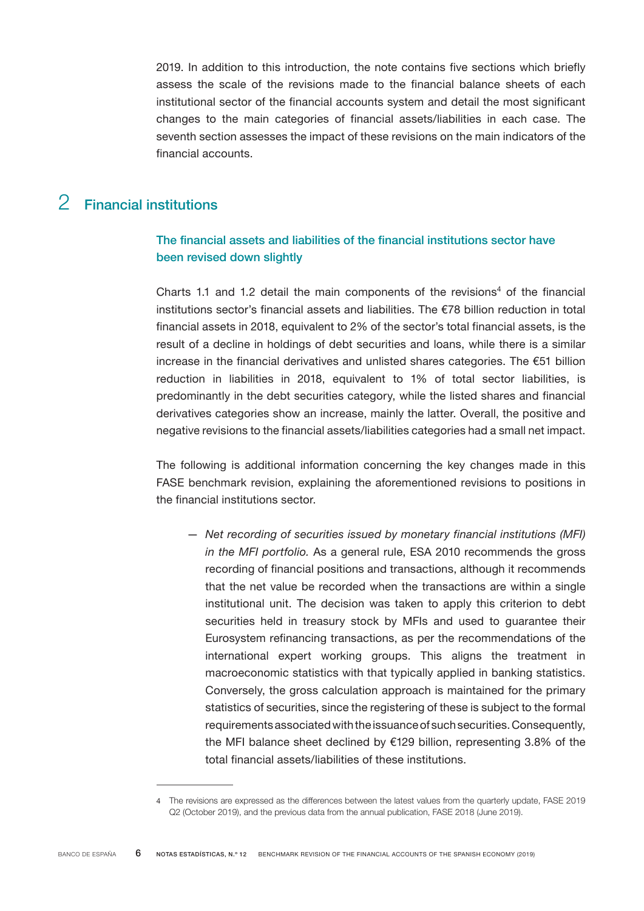2019. In addition to this introduction, the note contains five sections which briefly assess the scale of the revisions made to the financial balance sheets of each institutional sector of the financial accounts system and detail the most significant changes to the main categories of financial assets/liabilities in each case. The seventh section assesses the impact of these revisions on the main indicators of the financial accounts.

## 2 Financial institutions

### The financial assets and liabilities of the financial institutions sector have been revised down slightly

Charts 1.1 and 1.2 detail the main components of the revisions[4] of the financial institutions sector's financial assets and liabilities. The €78 billion reduction in total financial assets in 2018, equivalent to 2% of the sector's total financial assets, is the result of a decline in holdings of debt securities and loans, while there is a similar increase in the financial derivatives and unlisted shares categories. The €51 billion reduction in liabilities in 2018, equivalent to 1% of total sector liabilities, is predominantly in the debt securities category, while the listed shares and financial derivatives categories show an increase, mainly the latter. Overall, the positive and negative revisions to the financial assets/liabilities categories had a small net impact.

The following is additional information concerning the key changes made in this FASE benchmark revision, explaining the aforementioned revisions to positions in the financial institutions sector.

— *Net recording of securities issued by monetary financial institutions (MFI) in the MFI portfolio.* As a general rule, ESA 2010 recommends the gross recording of financial positions and transactions, although it recommends that the net value be recorded when the transactions are within a single institutional unit. The decision was taken to apply this criterion to debt securities held in treasury stock by MFIs and used to guarantee their Eurosystem refinancing transactions, as per the recommendations of the international expert working groups. This aligns the treatment in macroeconomic statistics with that typically applied in banking statistics. Conversely, the gross calculation approach is maintained for the primary statistics of securities, since the registering of these is subject to the formal requirements associated with the issuance of such securities. Consequently, the MFI balance sheet declined by €129 billion, representing 3.8% of the total financial assets/liabilities of these institutions.

---

4 The revisions are expressed as the differences between the latest values from the quarterly update, FASE 2019 Q2 (October 2019), and the previous data from the annual publication, FASE 2018 (June 2019).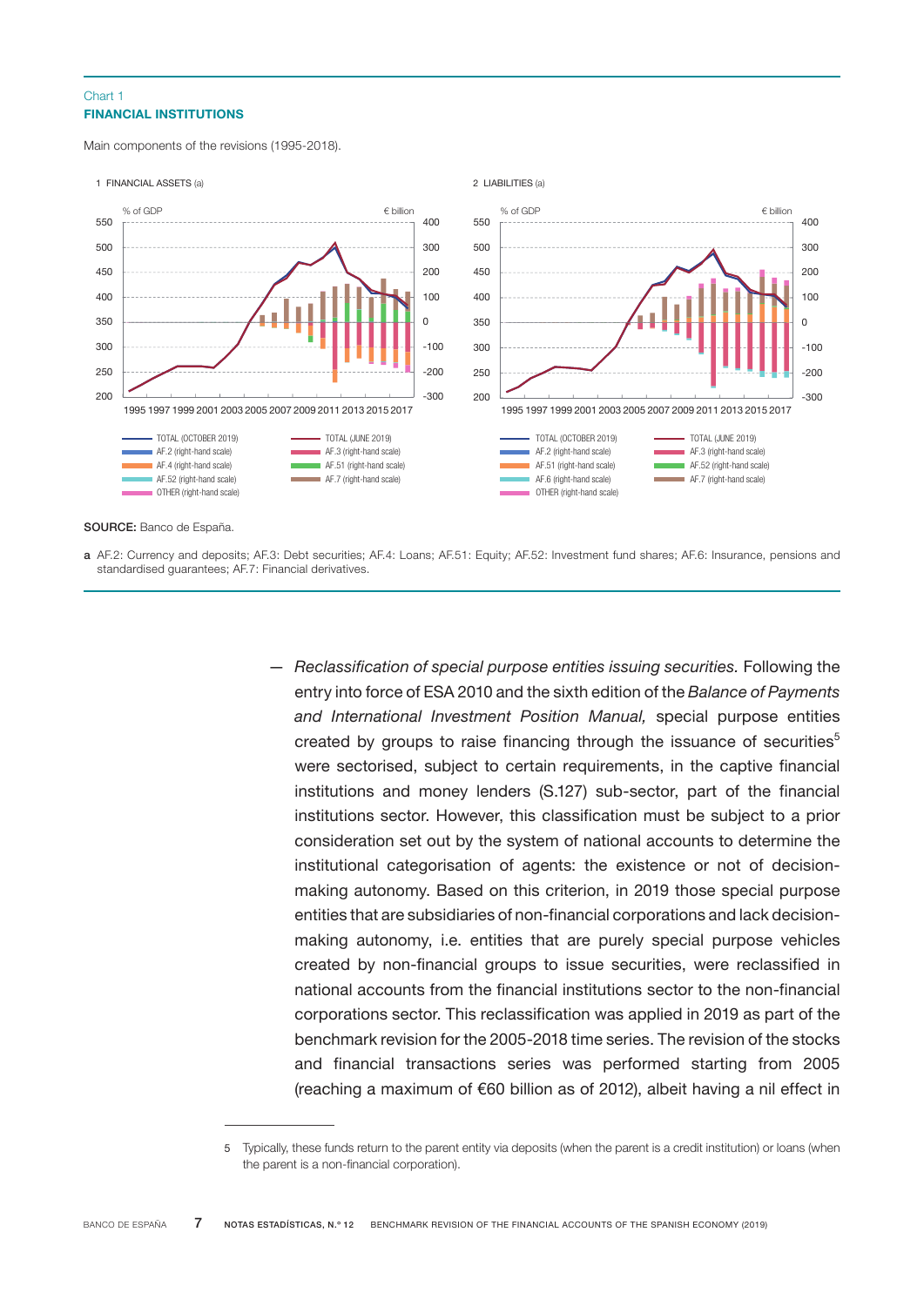Chart 1
**FINANCIAL INSTITUTIONS**

Main components of the revisions (1995-2018).

1 FINANCIAL ASSETS (a)

2 LIABILITIES (a)

**SOURCE:** Banco de España.

**a** AF.2: Currency and deposits; AF.3: Debt securities; AF.4: Loans; AF.51: Equity; AF.52: Investment fund shares; AF.6: Insurance, pensions and standardised guarantees; AF.7: Financial derivatives.

— *Reclassification of special purpose entities issuing securities.* Following the entry into force of ESA 2010 and the sixth edition of the *Balance of Payments and International Investment Position Manual,* special purpose entities created by groups to raise financing through the issuance of securities[5] were sectorised, subject to certain requirements, in the captive financial institutions and money lenders (S.127) sub-sector, part of the financial institutions sector. However, this classification must be subject to a prior consideration set out by the system of national accounts to determine the institutional categorisation of agents: the existence or not of decision-making autonomy. Based on this criterion, in 2019 those special purpose entities that are subsidiaries of non-financial corporations and lack decision-making autonomy, i.e. entities that are purely special purpose vehicles created by non-financial groups to issue securities, were reclassified in national accounts from the financial institutions sector to the non-financial corporations sector. This reclassification was applied in 2019 as part of the benchmark revision for the 2005-2018 time series. The revision of the stocks and financial transactions series was performed starting from 2005 (reaching a maximum of €60 billion as of 2012), albeit having a nil effect in

5 Typically, these funds return to the parent entity via deposits (when the parent is a credit institution) or loans (when the parent is a non-financial corporation).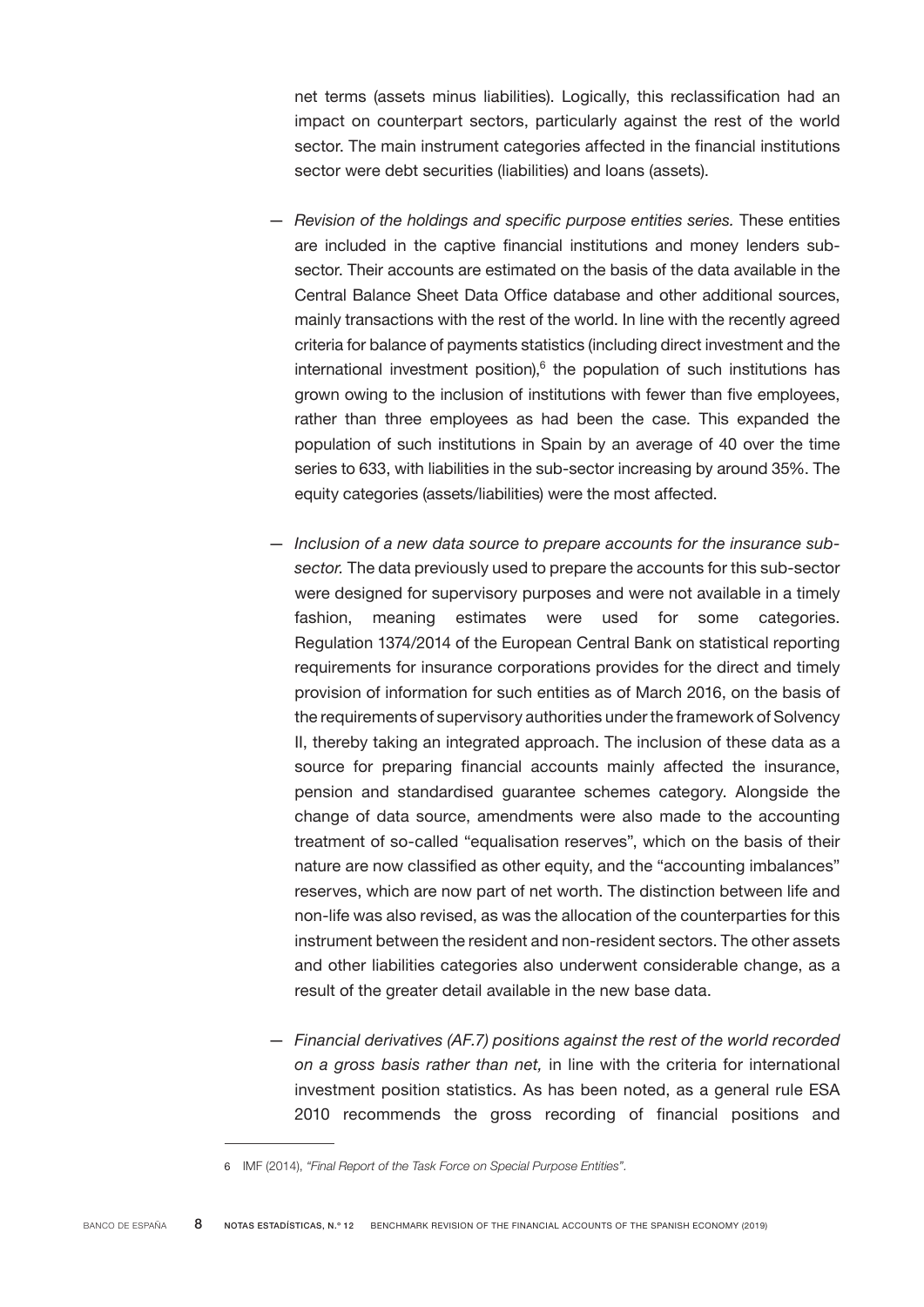net terms (assets minus liabilities). Logically, this reclassification had an impact on counterpart sectors, particularly against the rest of the world sector. The main instrument categories affected in the financial institutions sector were debt securities (liabilities) and loans (assets).

— *Revision of the holdings and specific purpose entities series.* These entities are included in the captive financial institutions and money lenders sub-sector. Their accounts are estimated on the basis of the data available in the Central Balance Sheet Data Office database and other additional sources, mainly transactions with the rest of the world. In line with the recently agreed criteria for balance of payments statistics (including direct investment and the international investment position),[6] the population of such institutions has grown owing to the inclusion of institutions with fewer than five employees, rather than three employees as had been the case. This expanded the population of such institutions in Spain by an average of 40 over the time series to 633, with liabilities in the sub-sector increasing by around 35%. The equity categories (assets/liabilities) were the most affected.

— *Inclusion of a new data source to prepare accounts for the insurance sub-sector.* The data previously used to prepare the accounts for this sub-sector were designed for supervisory purposes and were not available in a timely fashion, meaning estimates were used for some categories. Regulation 1374/2014 of the European Central Bank on statistical reporting requirements for insurance corporations provides for the direct and timely provision of information for such entities as of March 2016, on the basis of the requirements of supervisory authorities under the framework of Solvency II, thereby taking an integrated approach. The inclusion of these data as a source for preparing financial accounts mainly affected the insurance, pension and standardised guarantee schemes category. Alongside the change of data source, amendments were also made to the accounting treatment of so-called "equalisation reserves", which on the basis of their nature are now classified as other equity, and the "accounting imbalances" reserves, which are now part of net worth. The distinction between life and non-life was also revised, as was the allocation of the counterparties for this instrument between the resident and non-resident sectors. The other assets and other liabilities categories also underwent considerable change, as a result of the greater detail available in the new base data.

— *Financial derivatives (AF.7) positions against the rest of the world recorded on a gross basis rather than net,* in line with the criteria for international investment position statistics. As has been noted, as a general rule ESA 2010 recommends the gross recording of financial positions and

---

6 IMF (2014), *"Final Report of the Task Force on Special Purpose Entities".*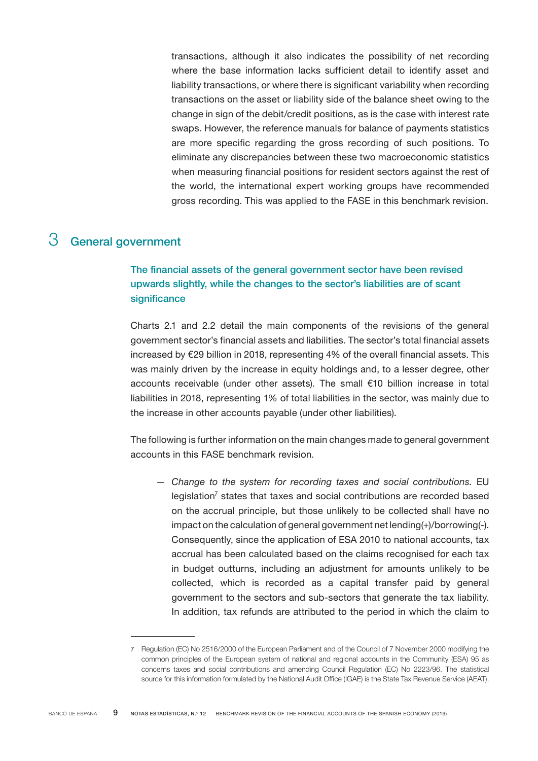transactions, although it also indicates the possibility of net recording where the base information lacks sufficient detail to identify asset and liability transactions, or where there is significant variability when recording transactions on the asset or liability side of the balance sheet owing to the change in sign of the debit/credit positions, as is the case with interest rate swaps. However, the reference manuals for balance of payments statistics are more specific regarding the gross recording of such positions. To eliminate any discrepancies between these two macroeconomic statistics when measuring financial positions for resident sectors against the rest of the world, the international expert working groups have recommended gross recording. This was applied to the FASE in this benchmark revision.

## 3 General government

### The financial assets of the general government sector have been revised upwards slightly, while the changes to the sector's liabilities are of scant significance

Charts 2.1 and 2.2 detail the main components of the revisions of the general government sector's financial assets and liabilities. The sector's total financial assets increased by €29 billion in 2018, representing 4% of the overall financial assets. This was mainly driven by the increase in equity holdings and, to a lesser degree, other accounts receivable (under other assets). The small €10 billion increase in total liabilities in 2018, representing 1% of total liabilities in the sector, was mainly due to the increase in other accounts payable (under other liabilities).

The following is further information on the main changes made to general government accounts in this FASE benchmark revision.

— *Change to the system for recording taxes and social contributions.* EU legislation[7] states that taxes and social contributions are recorded based on the accrual principle, but those unlikely to be collected shall have no impact on the calculation of general government net lending(+)/borrowing(-). Consequently, since the application of ESA 2010 to national accounts, tax accrual has been calculated based on the claims recognised for each tax in budget outturns, including an adjustment for amounts unlikely to be collected, which is recorded as a capital transfer paid by general government to the sectors and sub-sectors that generate the tax liability. In addition, tax refunds are attributed to the period in which the claim to

7 Regulation (EC) No 2516/2000 of the European Parliament and of the Council of 7 November 2000 modifying the common principles of the European system of national and regional accounts in the Community (ESA) 95 as concerns taxes and social contributions and amending Council Regulation (EC) No 2223/96. The statistical source for this information formulated by the National Audit Office (IGAE) is the State Tax Revenue Service (AEAT).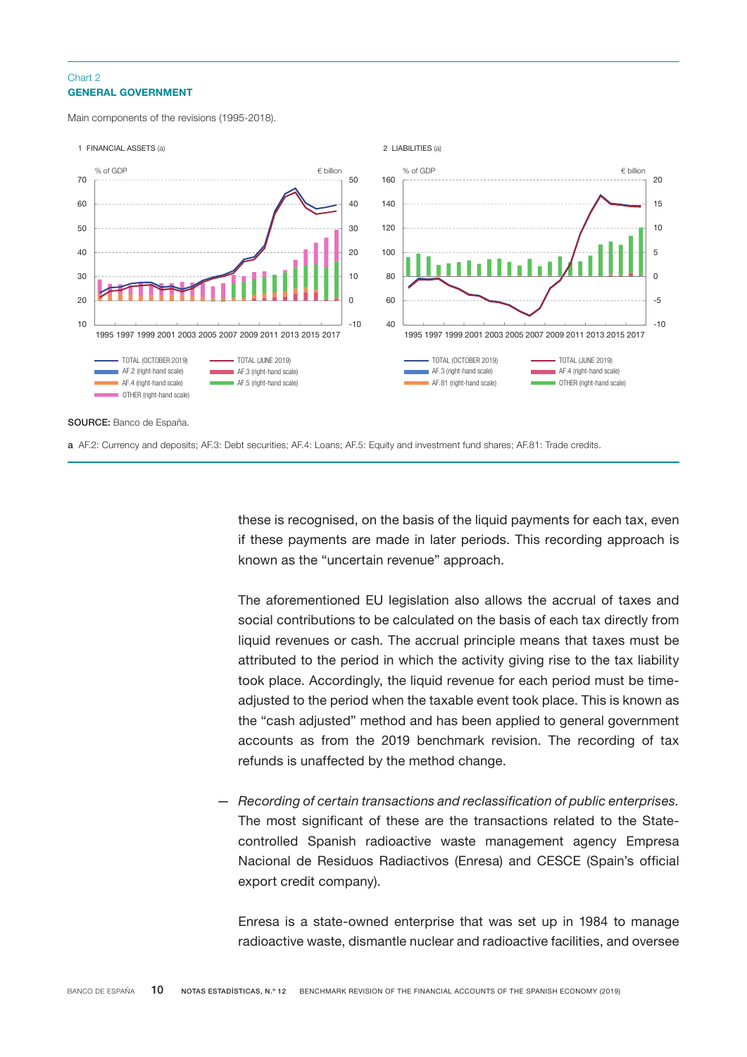Chart 2
**GENERAL GOVERNMENT**

Main components of the revisions (1995-2018).

1 FINANCIAL ASSETS (a)

2 LIABILITIES (a)

**SOURCE:** Banco de España.

**a** AF.2: Currency and deposits; AF.3: Debt securities; AF.4: Loans; AF.5: Equity and investment fund shares; AF.81: Trade credits.

these is recognised, on the basis of the liquid payments for each tax, even if these payments are made in later periods. This recording approach is known as the "uncertain revenue" approach.

The aforementioned EU legislation also allows the accrual of taxes and social contributions to be calculated on the basis of each tax directly from liquid revenues or cash. The accrual principle means that taxes must be attributed to the period in which the activity giving rise to the tax liability took place. Accordingly, the liquid revenue for each period must be time-adjusted to the period when the taxable event took place. This is known as the "cash adjusted" method and has been applied to general government accounts as from the 2019 benchmark revision. The recording of tax refunds is unaffected by the method change.

— *Recording of certain transactions and reclassification of public enterprises.* The most significant of these are the transactions related to the State-controlled Spanish radioactive waste management agency Empresa Nacional de Residuos Radiactivos (Enresa) and CESCE (Spain's official export credit company).

Enresa is a state-owned enterprise that was set up in 1984 to manage radioactive waste, dismantle nuclear and radioactive facilities, and oversee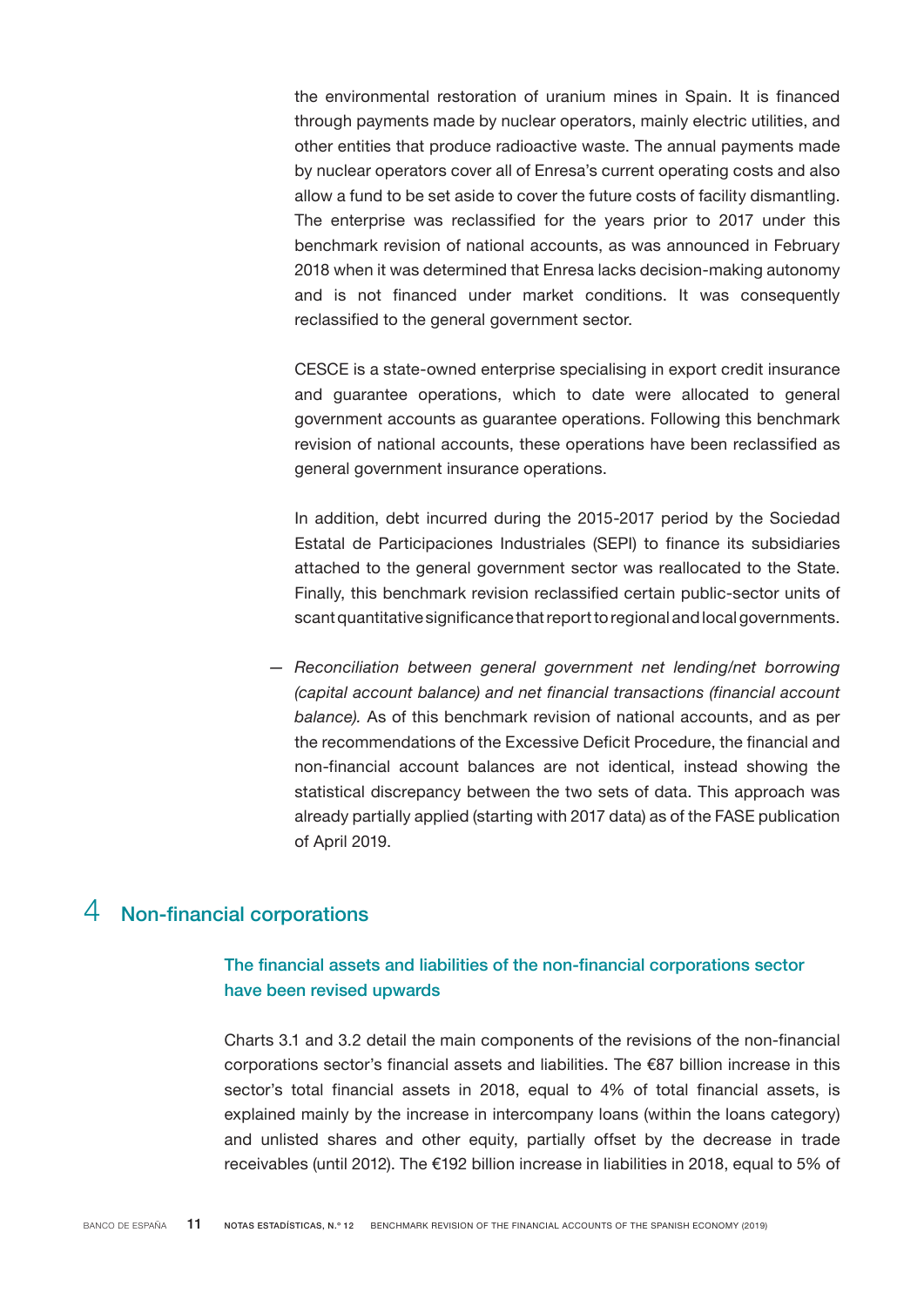the environmental restoration of uranium mines in Spain. It is financed through payments made by nuclear operators, mainly electric utilities, and other entities that produce radioactive waste. The annual payments made by nuclear operators cover all of Enresa's current operating costs and also allow a fund to be set aside to cover the future costs of facility dismantling. The enterprise was reclassified for the years prior to 2017 under this benchmark revision of national accounts, as was announced in February 2018 when it was determined that Enresa lacks decision-making autonomy and is not financed under market conditions. It was consequently reclassified to the general government sector.

CESCE is a state-owned enterprise specialising in export credit insurance and guarantee operations, which to date were allocated to general government accounts as guarantee operations. Following this benchmark revision of national accounts, these operations have been reclassified as general government insurance operations.

In addition, debt incurred during the 2015-2017 period by the Sociedad Estatal de Participaciones Industriales (SEPI) to finance its subsidiaries attached to the general government sector was reallocated to the State. Finally, this benchmark revision reclassified certain public-sector units of scant quantitative significance that report to regional and local governments.

— *Reconciliation between general government net lending/net borrowing (capital account balance) and net financial transactions (financial account balance).* As of this benchmark revision of national accounts, and as per the recommendations of the Excessive Deficit Procedure, the financial and non-financial account balances are not identical, instead showing the statistical discrepancy between the two sets of data. This approach was already partially applied (starting with 2017 data) as of the FASE publication of April 2019.

# 4 Non-financial corporations

## The financial assets and liabilities of the non-financial corporations sector have been revised upwards

Charts 3.1 and 3.2 detail the main components of the revisions of the non-financial corporations sector's financial assets and liabilities. The €87 billion increase in this sector's total financial assets in 2018, equal to 4% of total financial assets, is explained mainly by the increase in intercompany loans (within the loans category) and unlisted shares and other equity, partially offset by the decrease in trade receivables (until 2012). The €192 billion increase in liabilities in 2018, equal to 5% of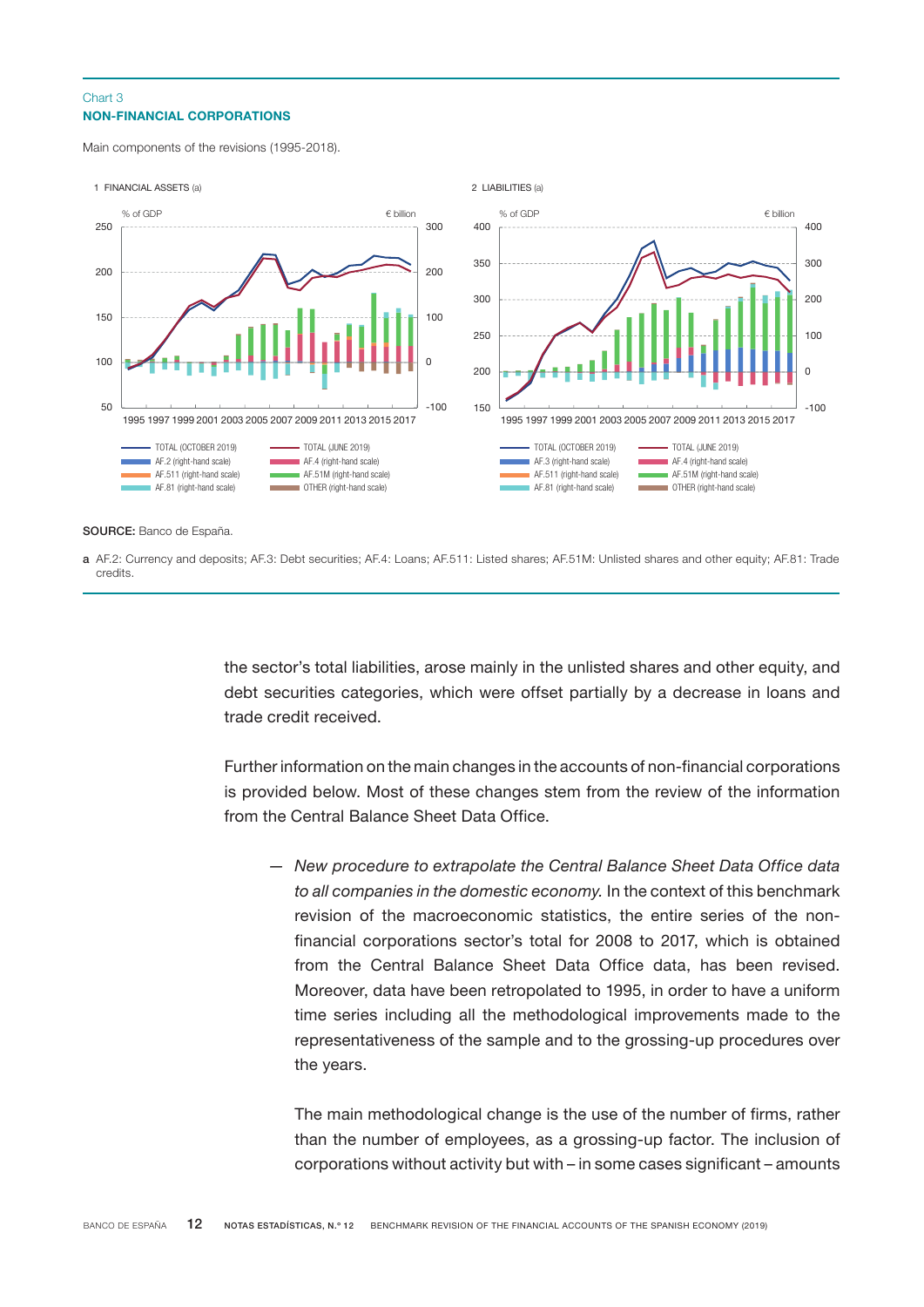Chart 3
**NON-FINANCIAL CORPORATIONS**

Main components of the revisions (1995-2018).

1 FINANCIAL ASSETS (a)

% of GDP | € billion

TOTAL (OCTOBER 2019) | TOTAL (JUNE 2019) | AF.2 (right-hand scale) | AF.4 (right-hand scale) | AF.511 (right-hand scale) | AF.51M (right-hand scale) | AF.81 (right-hand scale) | OTHER (right-hand scale)

2 LIABILITIES (a)

% of GDP | € billion

TOTAL (OCTOBER 2019) | TOTAL (JUNE 2019) | AF.3 (right-hand scale) | AF.4 (right-hand scale) | AF.511 (right-hand scale) | AF.51M (right-hand scale) | AF.81 (right-hand scale) | OTHER (right-hand scale)

**SOURCE:** Banco de España.

**a** AF.2: Currency and deposits; AF.3: Debt securities; AF.4: Loans; AF.511: Listed shares; AF.51M: Unlisted shares and other equity; AF.81: Trade credits.

the sector's total liabilities, arose mainly in the unlisted shares and other equity, and debt securities categories, which were offset partially by a decrease in loans and trade credit received.

Further information on the main changes in the accounts of non-financial corporations is provided below. Most of these changes stem from the review of the information from the Central Balance Sheet Data Office.

— *New procedure to extrapolate the Central Balance Sheet Data Office data to all companies in the domestic economy.* In the context of this benchmark revision of the macroeconomic statistics, the entire series of the non-financial corporations sector's total for 2008 to 2017, which is obtained from the Central Balance Sheet Data Office data, has been revised. Moreover, data have been retropolated to 1995, in order to have a uniform time series including all the methodological improvements made to the representativeness of the sample and to the grossing-up procedures over the years.

The main methodological change is the use of the number of firms, rather than the number of employees, as a grossing-up factor. The inclusion of corporations without activity but with – in some cases significant – amounts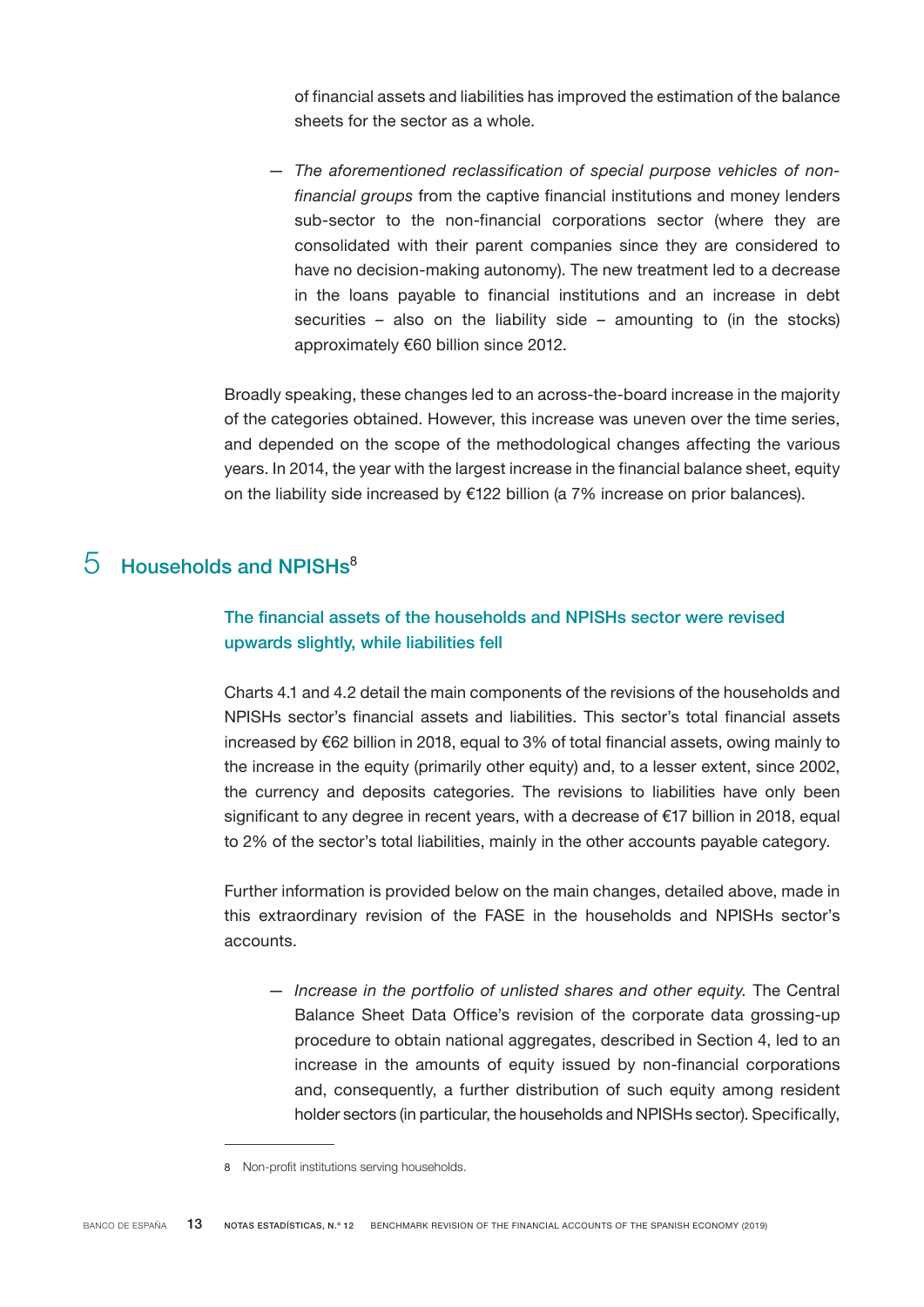of financial assets and liabilities has improved the estimation of the balance sheets for the sector as a whole.

— *The aforementioned reclassification of special purpose vehicles of non-financial groups* from the captive financial institutions and money lenders sub-sector to the non-financial corporations sector (where they are consolidated with their parent companies since they are considered to have no decision-making autonomy). The new treatment led to a decrease in the loans payable to financial institutions and an increase in debt securities – also on the liability side – amounting to (in the stocks) approximately €60 billion since 2012.

Broadly speaking, these changes led to an across-the-board increase in the majority of the categories obtained. However, this increase was uneven over the time series, and depended on the scope of the methodological changes affecting the various years. In 2014, the year with the largest increase in the financial balance sheet, equity on the liability side increased by €122 billion (a 7% increase on prior balances).

## 5 Households and NPISHs[8]

### The financial assets of the households and NPISHs sector were revised upwards slightly, while liabilities fell

Charts 4.1 and 4.2 detail the main components of the revisions of the households and NPISHs sector's financial assets and liabilities. This sector's total financial assets increased by €62 billion in 2018, equal to 3% of total financial assets, owing mainly to the increase in the equity (primarily other equity) and, to a lesser extent, since 2002, the currency and deposits categories. The revisions to liabilities have only been significant to any degree in recent years, with a decrease of €17 billion in 2018, equal to 2% of the sector's total liabilities, mainly in the other accounts payable category.

Further information is provided below on the main changes, detailed above, made in this extraordinary revision of the FASE in the households and NPISHs sector's accounts.

— *Increase in the portfolio of unlisted shares and other equity.* The Central Balance Sheet Data Office's revision of the corporate data grossing-up procedure to obtain national aggregates, described in Section 4, led to an increase in the amounts of equity issued by non-financial corporations and, consequently, a further distribution of such equity among resident holder sectors (in particular, the households and NPISHs sector). Specifically,

8 Non-profit institutions serving households.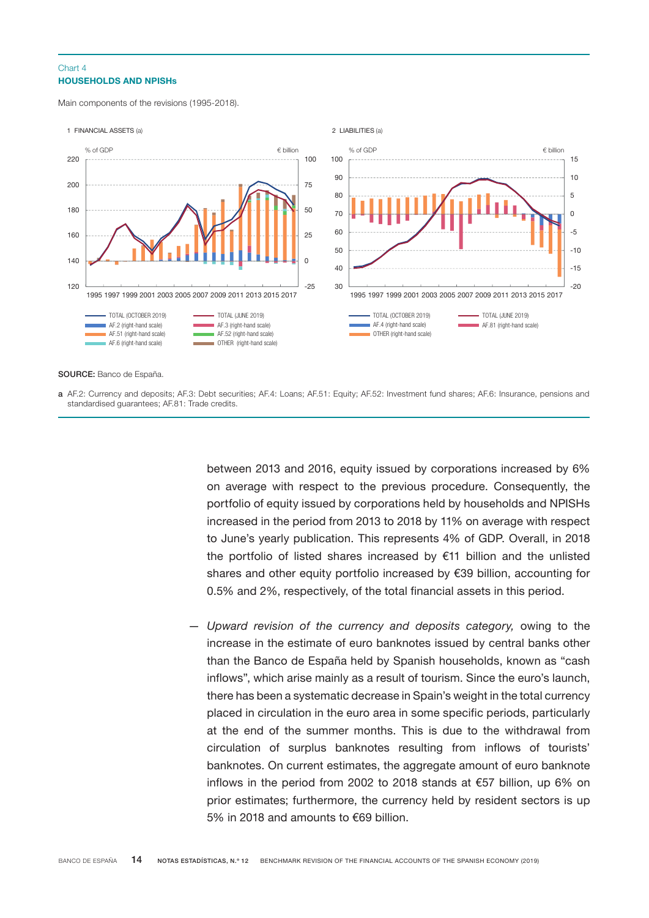Chart 4
**HOUSEHOLDS AND NPISHs**

Main components of the revisions (1995-2018).

1 FINANCIAL ASSETS (a)

2 LIABILITIES (a)

TOTAL (OCTOBER 2019) — TOTAL (JUNE 2019) — AF.2 (right-hand scale) — AF.3 (right-hand scale) — AF.51 (right-hand scale) — AF.52 (right-hand scale) — AF.6 (right-hand scale) — OTHER (right-hand scale)

TOTAL (OCTOBER 2019) — TOTAL (JUNE 2019) — AF.4 (right-hand scale) — AF.81 (right-hand scale) — OTHER (right-hand scale)

**SOURCE:** Banco de España.

**a** AF.2: Currency and deposits; AF.3: Debt securities; AF.4: Loans; AF.51: Equity; AF.52: Investment fund shares; AF.6: Insurance, pensions and standardised guarantees; AF.81: Trade credits.

between 2013 and 2016, equity issued by corporations increased by 6% on average with respect to the previous procedure. Consequently, the portfolio of equity issued by corporations held by households and NPISHs increased in the period from 2013 to 2018 by 11% on average with respect to June's yearly publication. This represents 4% of GDP. Overall, in 2018 the portfolio of listed shares increased by €11 billion and the unlisted shares and other equity portfolio increased by €39 billion, accounting for 0.5% and 2%, respectively, of the total financial assets in this period.

— *Upward revision of the currency and deposits category,* owing to the increase in the estimate of euro banknotes issued by central banks other than the Banco de España held by Spanish households, known as "cash inflows", which arise mainly as a result of tourism. Since the euro's launch, there has been a systematic decrease in Spain's weight in the total currency placed in circulation in the euro area in some specific periods, particularly at the end of the summer months. This is due to the withdrawal from circulation of surplus banknotes resulting from inflows of tourists' banknotes. On current estimates, the aggregate amount of euro banknote inflows in the period from 2002 to 2018 stands at €57 billion, up 6% on prior estimates; furthermore, the currency held by resident sectors is up 5% in 2018 and amounts to €69 billion.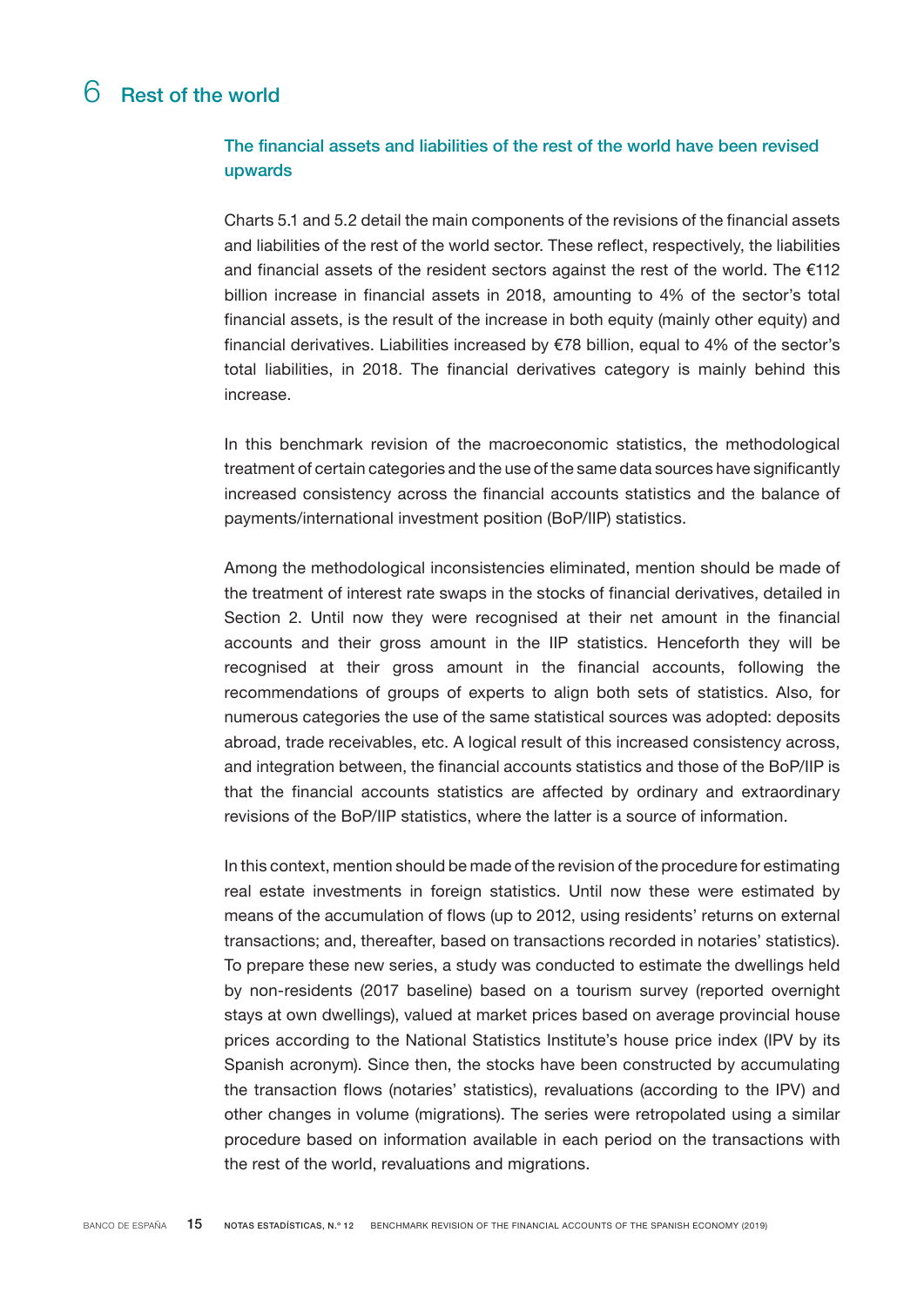# 6 Rest of the world

## The financial assets and liabilities of the rest of the world have been revised upwards

Charts 5.1 and 5.2 detail the main components of the revisions of the financial assets and liabilities of the rest of the world sector. These reflect, respectively, the liabilities and financial assets of the resident sectors against the rest of the world. The €112 billion increase in financial assets in 2018, amounting to 4% of the sector's total financial assets, is the result of the increase in both equity (mainly other equity) and financial derivatives. Liabilities increased by €78 billion, equal to 4% of the sector's total liabilities, in 2018. The financial derivatives category is mainly behind this increase.

In this benchmark revision of the macroeconomic statistics, the methodological treatment of certain categories and the use of the same data sources have significantly increased consistency across the financial accounts statistics and the balance of payments/international investment position (BoP/IIP) statistics.

Among the methodological inconsistencies eliminated, mention should be made of the treatment of interest rate swaps in the stocks of financial derivatives, detailed in Section 2. Until now they were recognised at their net amount in the financial accounts and their gross amount in the IIP statistics. Henceforth they will be recognised at their gross amount in the financial accounts, following the recommendations of groups of experts to align both sets of statistics. Also, for numerous categories the use of the same statistical sources was adopted: deposits abroad, trade receivables, etc. A logical result of this increased consistency across, and integration between, the financial accounts statistics and those of the BoP/IIP is that the financial accounts statistics are affected by ordinary and extraordinary revisions of the BoP/IIP statistics, where the latter is a source of information.

In this context, mention should be made of the revision of the procedure for estimating real estate investments in foreign statistics. Until now these were estimated by means of the accumulation of flows (up to 2012, using residents' returns on external transactions; and, thereafter, based on transactions recorded in notaries' statistics). To prepare these new series, a study was conducted to estimate the dwellings held by non-residents (2017 baseline) based on a tourism survey (reported overnight stays at own dwellings), valued at market prices based on average provincial house prices according to the National Statistics Institute's house price index (IPV by its Spanish acronym). Since then, the stocks have been constructed by accumulating the transaction flows (notaries' statistics), revaluations (according to the IPV) and other changes in volume (migrations). The series were retropolated using a similar procedure based on information available in each period on the transactions with the rest of the world, revaluations and migrations.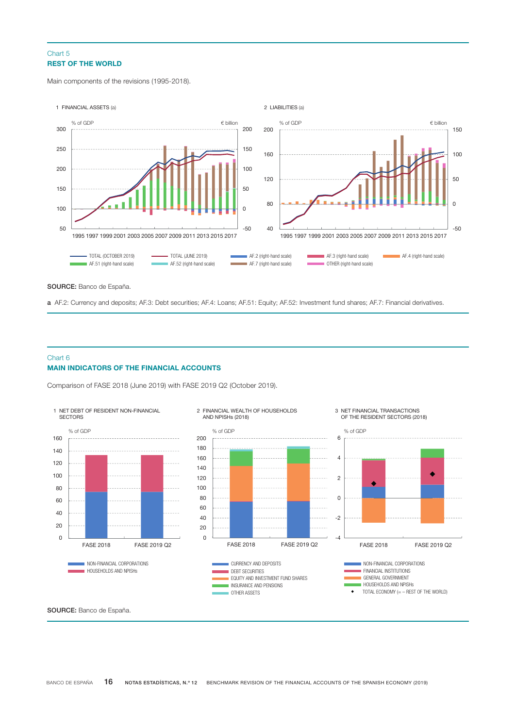Chart 5

**REST OF THE WORLD**

Main components of the revisions (1995-2018).

1 FINANCIAL ASSETS (a)

% of GDP — € billion

2 LIABILITIES (a)

% of GDP — € billion

TOTAL (OCTOBER 2019) — TOTAL (JUNE 2019) — AF.2 (right-hand scale) — AF.3 (right-hand scale) — AF.4 (right-hand scale) — AF.51 (right-hand scale) — AF.52 (right-hand scale) — AF.7 (right-hand scale) — OTHER (right-hand scale)

**SOURCE:** Banco de España.

**a** AF.2: Currency and deposits; AF.3: Debt securities; AF.4: Loans; AF.51: Equity; AF.52: Investment fund shares; AF.7: Financial derivatives.

Chart 6

**MAIN INDICATORS OF THE FINANCIAL ACCOUNTS**

Comparison of FASE 2018 (June 2019) with FASE 2019 Q2 (October 2019).

1 NET DEBT OF RESIDENT NON-FINANCIAL SECTORS

% of GDP

NON-FINANCIAL CORPORATIONS — HOUSEHOLDS AND NPISHs

2 FINANCIAL WEALTH OF HOUSEHOLDS AND NPISHs (2018)

% of GDP

CURRENCY AND DEPOSITS — DEBT SECURITIES — EQUITY AND INVESTMENT FUND SHARES — INSURANCE AND PENSIONS — OTHER ASSETS

3 NET FINANCIAL TRANSACTIONS OF THE RESIDENT SECTORS (2018)

% of GDP

NON-FINANCIAL CORPORATIONS — FINANCIAL INSTITUTIONS — GENERAL GOVERNMENT — HOUSEHOLDS AND NPISHs — TOTAL ECONOMY (= – REST OF THE WORLD)

**SOURCE:** Banco de España.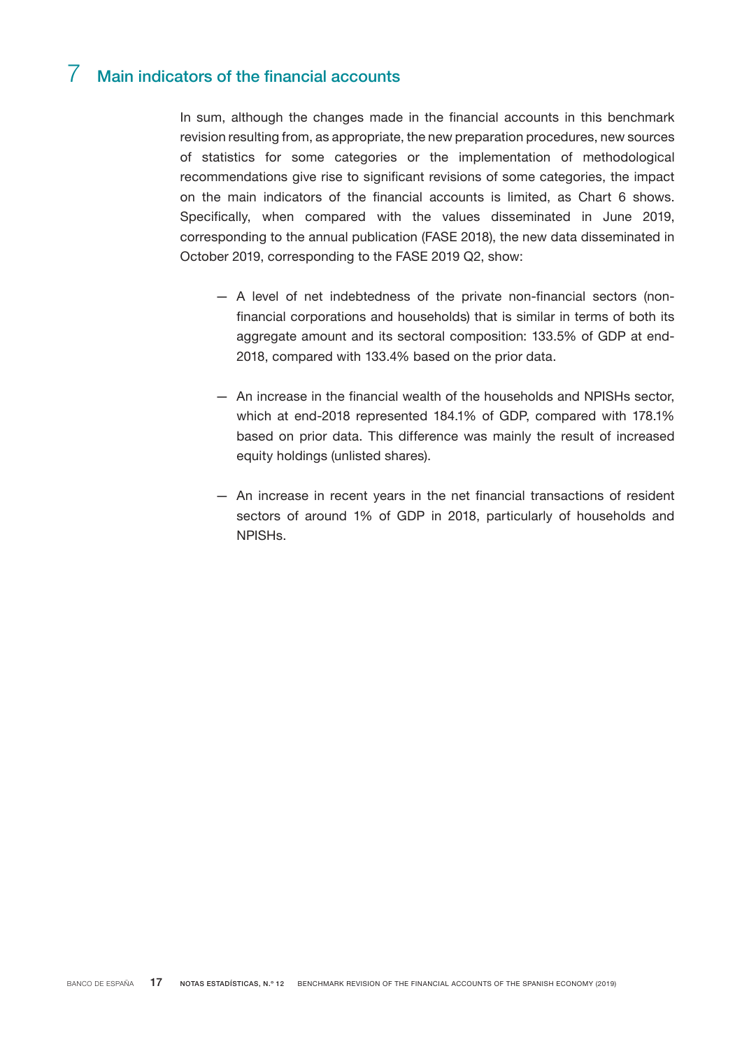# 7 Main indicators of the financial accounts

In sum, although the changes made in the financial accounts in this benchmark revision resulting from, as appropriate, the new preparation procedures, new sources of statistics for some categories or the implementation of methodological recommendations give rise to significant revisions of some categories, the impact on the main indicators of the financial accounts is limited, as Chart 6 shows. Specifically, when compared with the values disseminated in June 2019, corresponding to the annual publication (FASE 2018), the new data disseminated in October 2019, corresponding to the FASE 2019 Q2, show:

— A level of net indebtedness of the private non-financial sectors (non-financial corporations and households) that is similar in terms of both its aggregate amount and its sectoral composition: 133.5% of GDP at end-2018, compared with 133.4% based on the prior data.

— An increase in the financial wealth of the households and NPISHs sector, which at end-2018 represented 184.1% of GDP, compared with 178.1% based on prior data. This difference was mainly the result of increased equity holdings (unlisted shares).

— An increase in recent years in the net financial transactions of resident sectors of around 1% of GDP in 2018, particularly of households and NPISHs.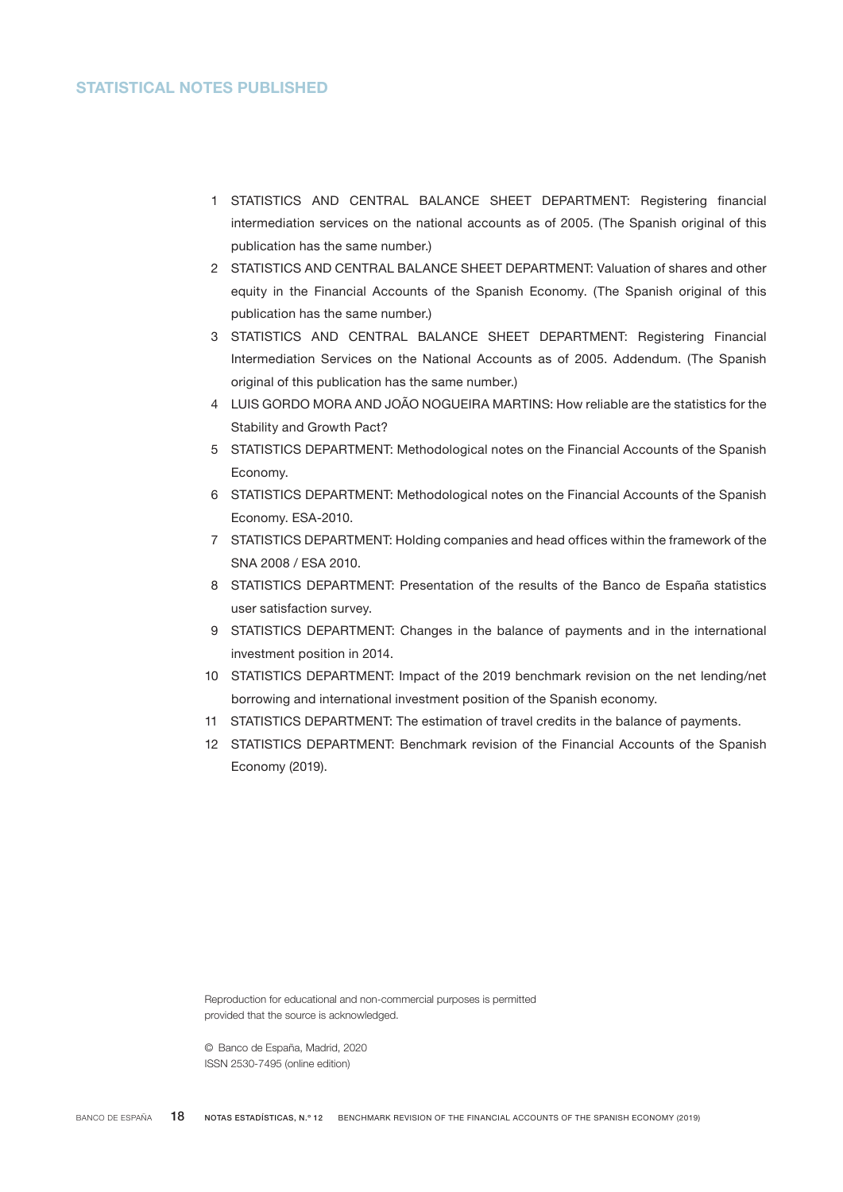## STATISTICAL NOTES PUBLISHED

1. STATISTICS AND CENTRAL BALANCE SHEET DEPARTMENT: Registering financial intermediation services on the national accounts as of 2005. (The Spanish original of this publication has the same number.)
2. STATISTICS AND CENTRAL BALANCE SHEET DEPARTMENT: Valuation of shares and other equity in the Financial Accounts of the Spanish Economy. (The Spanish original of this publication has the same number.)
3. STATISTICS AND CENTRAL BALANCE SHEET DEPARTMENT: Registering Financial Intermediation Services on the National Accounts as of 2005. Addendum. (The Spanish original of this publication has the same number.)
4. LUIS GORDO MORA AND JOÃO NOGUEIRA MARTINS: How reliable are the statistics for the Stability and Growth Pact?
5. STATISTICS DEPARTMENT: Methodological notes on the Financial Accounts of the Spanish Economy.
6. STATISTICS DEPARTMENT: Methodological notes on the Financial Accounts of the Spanish Economy. ESA-2010.
7. STATISTICS DEPARTMENT: Holding companies and head offices within the framework of the SNA 2008 / ESA 2010.
8. STATISTICS DEPARTMENT: Presentation of the results of the Banco de España statistics user satisfaction survey.
9. STATISTICS DEPARTMENT: Changes in the balance of payments and in the international investment position in 2014.
10. STATISTICS DEPARTMENT: Impact of the 2019 benchmark revision on the net lending/net borrowing and international investment position of the Spanish economy.
11. STATISTICS DEPARTMENT: The estimation of travel credits in the balance of payments.
12. STATISTICS DEPARTMENT: Benchmark revision of the Financial Accounts of the Spanish Economy (2019).

Reproduction for educational and non-commercial purposes is permitted provided that the source is acknowledged.

© Banco de España, Madrid, 2020
ISSN 2530-7495 (online edition)